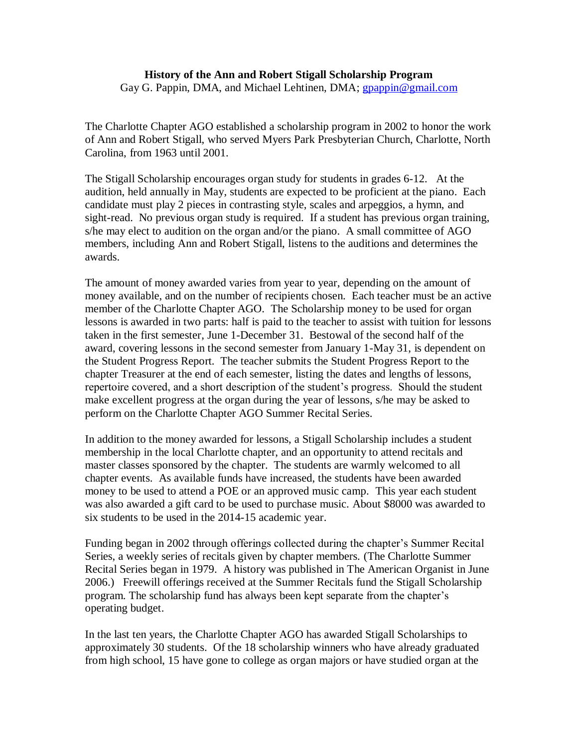# History of the Ann and Robert Stigall Scholarship Program

Gay G. Pappin, DMA, and Michael Lehtinen, DMA; gpappin@gmail.com

The Charlotte Chapter AGO established a scholarship program in 2002 to honor the work of Ann and Robert Stigall, who served Myers Park Presbyterian Church, Charlotte, North Carolina, from 1963 until 2001.

The Stigall Scholarship encourages organ study for students in grades 6-12. At the audition, held annually in May, students are expected to be proficient at the piano. Each candidate must play 2 pieces in contrasting style, scales and arpeggios, a hymn, and sight-read. No previous organ study is required. If a student has previous organ training, s/he may elect to audition on the organ and/or the piano. A small committee of AGO members, including Ann and Robert Stigall, listens to the auditions and determines the awards.

The amount of money awarded varies from year to year, depending on the amount of money available, and on the number of recipients chosen. Each teacher must be an active member of the Charlotte Chapter AGO. The Scholarship money to be used for organ lessons is awarded in two parts: half is paid to the teacher to assist with tuition for lessons taken in the first semester, June 1-December 31. Bestowal of the second half of the award, covering lessons in the second semester from January 1-May 31, is dependent on the Student Progress Report. The teacher submits the Student Progress Report to the chapter Treasurer at the end of each semester, listing the dates and lengths of lessons, repertoire covered, and a short description of the student's progress. Should the student make excellent progress at the organ during the year of lessons, s/he may be asked to perform on the Charlotte Chapter AGO Summer Recital Series.

In addition to the money awarded for lessons, a Stigall Scholarship includes a student membership in the local Charlotte chapter, and an opportunity to attend recitals and master classes sponsored by the chapter. The students are warmly welcomed to all chapter events. As available funds have increased, the students have been awarded money to be used to attend a POE or an approved music camp. This year each student was also awarded a gift card to be used to purchase music. About $8000 was awarded to six students to be used in the 2014-15 academic year.

Funding began in 2002 through offerings collected during the chapter's Summer Recital Series, a weekly series of recitals given by chapter members. (The Charlotte Summer Recital Series began in 1979. A history was published in The American Organist in June 2006.) Freewill offerings received at the Summer Recitals fund the Stigall Scholarship program. The scholarship fund has always been kept separate from the chapter's operating budget.

In the last ten years, the Charlotte Chapter AGO has awarded Stigall Scholarships to approximately 30 students. Of the 18 scholarship winners who have already graduated from high school, 15 have gone to college as organ majors or have studied organ at the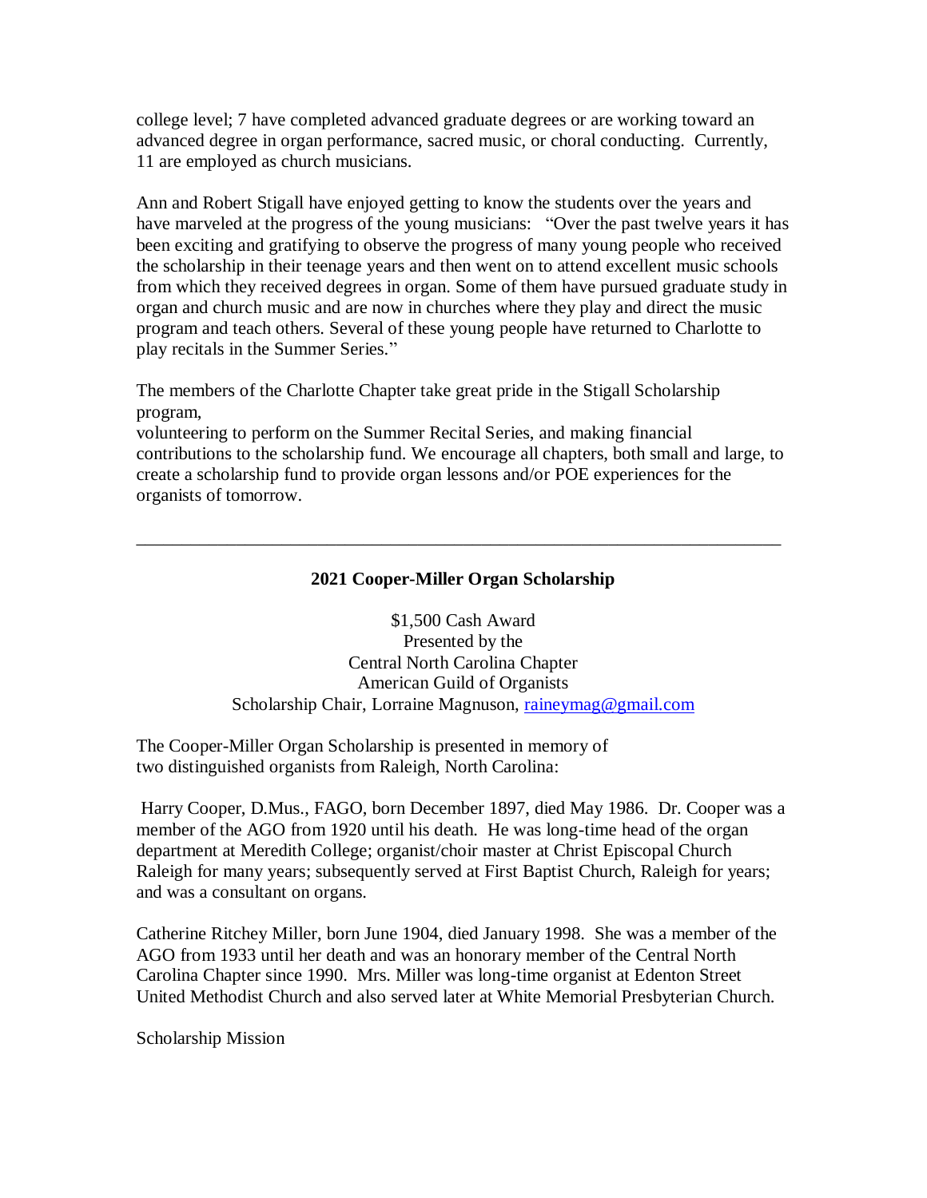college level; 7 have completed advanced graduate degrees or are working toward an advanced degree in organ performance, sacred music, or choral conducting. Currently, 11 are employed as church musicians.

Ann and Robert Stigall have enjoyed getting to know the students over the years and have marveled at the progress of the young musicians: "Over the past twelve years it has been exciting and gratifying to observe the progress of many young people who received the scholarship in their teenage years and then went on to attend excellent music schools from which they received degrees in organ. Some of them have pursued graduate study in organ and church music and are now in churches where they play and direct the music program and teach others. Several of these young people have returned to Charlotte to play recitals in the Summer Series."

The members of the Charlotte Chapter take great pride in the Stigall Scholarship program,
volunteering to perform on the Summer Recital Series, and making financial contributions to the scholarship fund. We encourage all chapters, both small and large, to create a scholarship fund to provide organ lessons and/or POE experiences for the organists of tomorrow.

---

**2021 Cooper-Miller Organ Scholarship**

$1,500 Cash Award
Presented by the
Central North Carolina Chapter
American Guild of Organists
Scholarship Chair, Lorraine Magnuson, raineymag@gmail.com

The Cooper-Miller Organ Scholarship is presented in memory of two distinguished organists from Raleigh, North Carolina:

Harry Cooper, D.Mus., FAGO, born December 1897, died May 1986. Dr. Cooper was a member of the AGO from 1920 until his death. He was long-time head of the organ department at Meredith College; organist/choir master at Christ Episcopal Church Raleigh for many years; subsequently served at First Baptist Church, Raleigh for years; and was a consultant on organs.

Catherine Ritchey Miller, born June 1904, died January 1998. She was a member of the AGO from 1933 until her death and was an honorary member of the Central North Carolina Chapter since 1990. Mrs. Miller was long-time organist at Edenton Street United Methodist Church and also served later at White Memorial Presbyterian Church.

Scholarship Mission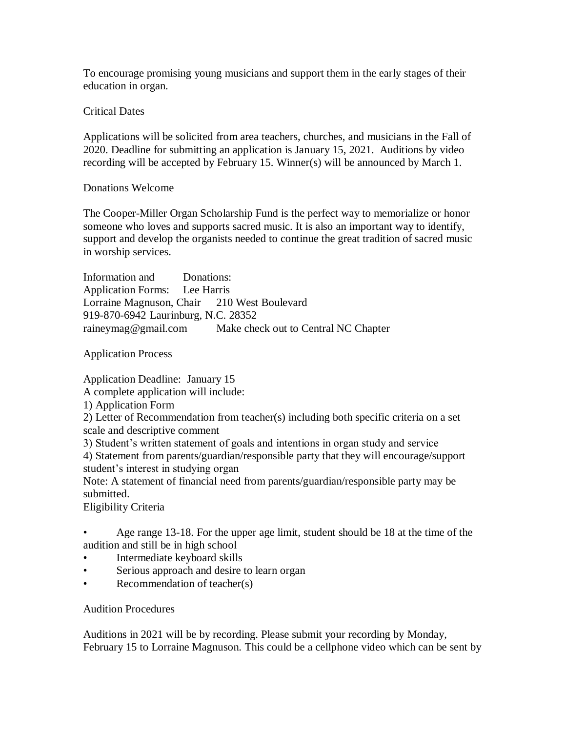To encourage promising young musicians and support them in the early stages of their education in organ.

## Critical Dates

Applications will be solicited from area teachers, churches, and musicians in the Fall of 2020. Deadline for submitting an application is January 15, 2021. Auditions by video recording will be accepted by February 15. Winner(s) will be announced by March 1.

## Donations Welcome

The Cooper-Miller Organ Scholarship Fund is the perfect way to memorialize or honor someone who loves and supports sacred music. It is also an important way to identify, support and develop the organists needed to continue the great tradition of sacred music in worship services.

| Information and Application Forms: | Donations: |
|---|---|
| Lorraine Magnuson, Chair | Lee Harris |
| 919-870-6942 | 210 West Boulevard |
| raineymag@gmail.com | Laurinburg, N.C. 28352 |
| | Make check out to Central NC Chapter |

## Application Process

Application Deadline: January 15

A complete application will include:

1) Application Form
2) Letter of Recommendation from teacher(s) including both specific criteria on a set scale and descriptive comment
3) Student's written statement of goals and intentions in organ study and service
4) Statement from parents/guardian/responsible party that they will encourage/support student's interest in studying organ

Note: A statement of financial need from parents/guardian/responsible party may be submitted.

## Eligibility Criteria

- Age range 13-18. For the upper age limit, student should be 18 at the time of the audition and still be in high school
- Intermediate keyboard skills
- Serious approach and desire to learn organ
- Recommendation of teacher(s)

## Audition Procedures

Auditions in 2021 will be by recording. Please submit your recording by Monday, February 15 to Lorraine Magnuson. This could be a cellphone video which can be sent by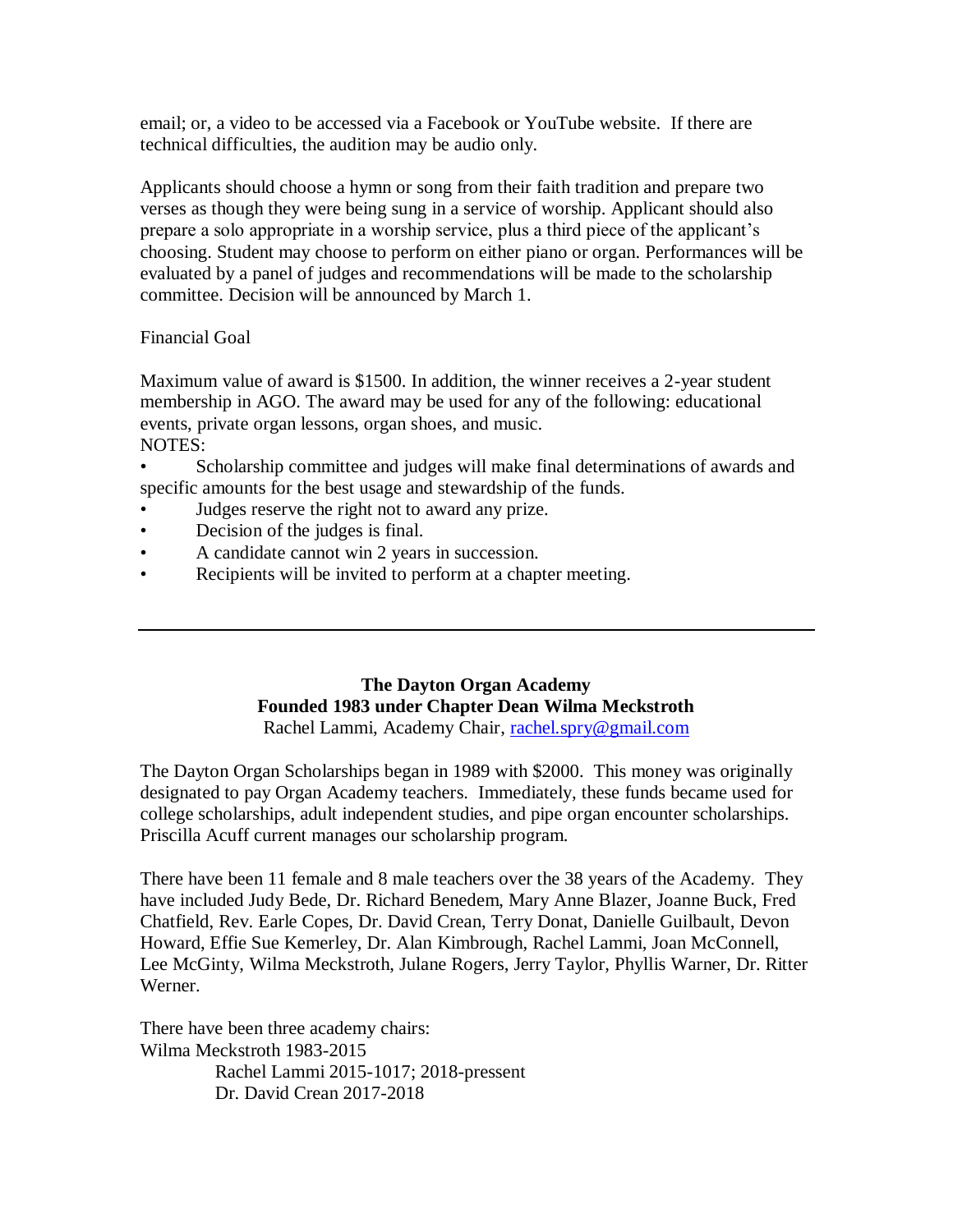email; or, a video to be accessed via a Facebook or YouTube website. If there are technical difficulties, the audition may be audio only.

Applicants should choose a hymn or song from their faith tradition and prepare two verses as though they were being sung in a service of worship. Applicant should also prepare a solo appropriate in a worship service, plus a third piece of the applicant's choosing. Student may choose to perform on either piano or organ. Performances will be evaluated by a panel of judges and recommendations will be made to the scholarship committee. Decision will be announced by March 1.

Financial Goal

Maximum value of award is $1500. In addition, the winner receives a 2-year student membership in AGO. The award may be used for any of the following: educational events, private organ lessons, organ shoes, and music.

NOTES:

- Scholarship committee and judges will make final determinations of awards and specific amounts for the best usage and stewardship of the funds.
- Judges reserve the right not to award any prize.
- Decision of the judges is final.
- A candidate cannot win 2 years in succession.
- Recipients will be invited to perform at a chapter meeting.

---

**The Dayton Organ Academy**
**Founded 1983 under Chapter Dean Wilma Meckstroth**
Rachel Lammi, Academy Chair, [rachel.spry@gmail.com](mailto:rachel.spry@gmail.com)

The Dayton Organ Scholarships began in 1989 with $2000. This money was originally designated to pay Organ Academy teachers. Immediately, these funds became used for college scholarships, adult independent studies, and pipe organ encounter scholarships. Priscilla Acuff current manages our scholarship program.

There have been 11 female and 8 male teachers over the 38 years of the Academy. They have included Judy Bede, Dr. Richard Benedem, Mary Anne Blazer, Joanne Buck, Fred Chatfield, Rev. Earle Copes, Dr. David Crean, Terry Donat, Danielle Guilbault, Devon Howard, Effie Sue Kemerley, Dr. Alan Kimbrough, Rachel Lammi, Joan McConnell, Lee McGinty, Wilma Meckstroth, Julane Rogers, Jerry Taylor, Phyllis Warner, Dr. Ritter Werner.

There have been three academy chairs:
Wilma Meckstroth 1983-2015
Rachel Lammi 2015-1017; 2018-pressent
Dr. David Crean 2017-2018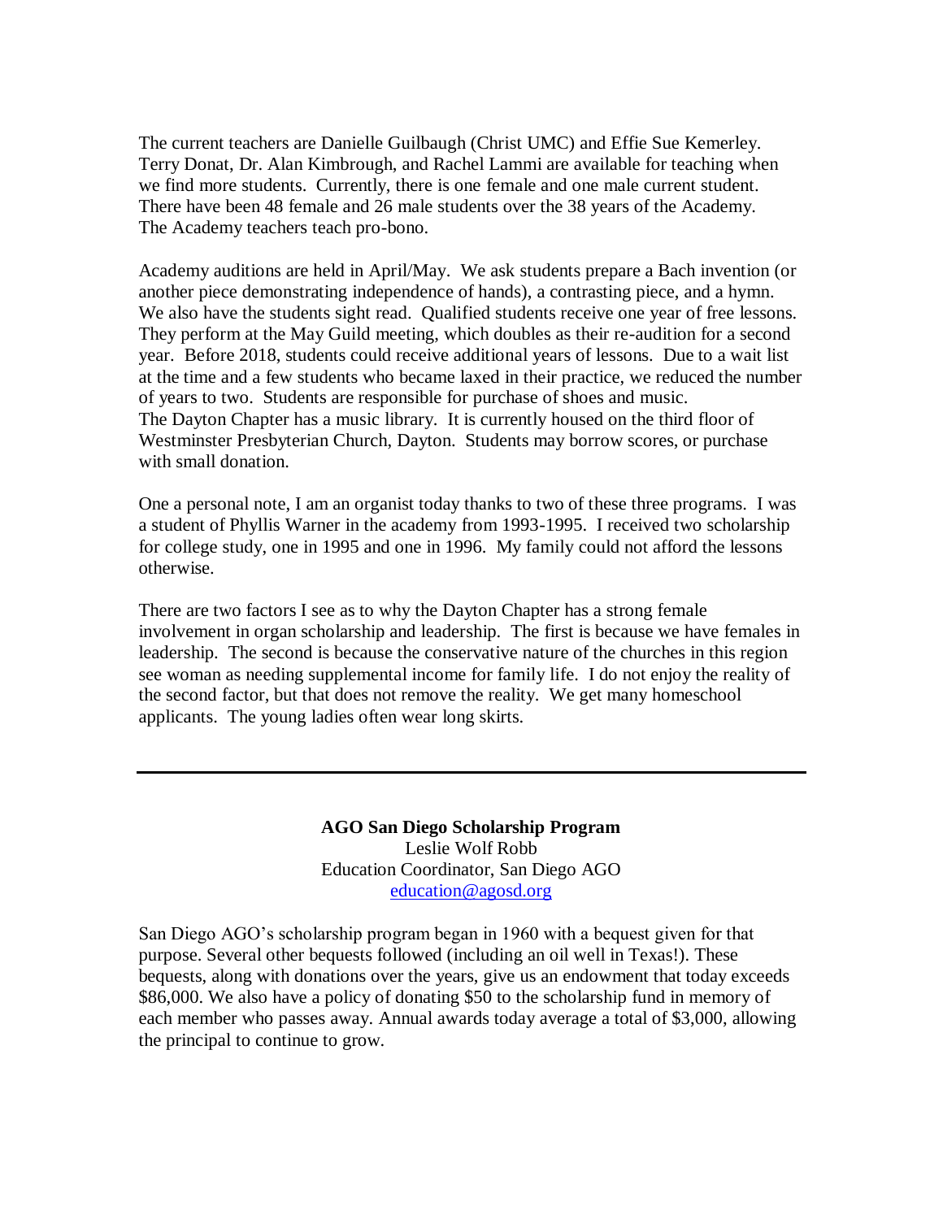The current teachers are Danielle Guilbaugh (Christ UMC) and Effie Sue Kemerley. Terry Donat, Dr. Alan Kimbrough, and Rachel Lammi are available for teaching when we find more students. Currently, there is one female and one male current student. There have been 48 female and 26 male students over the 38 years of the Academy. The Academy teachers teach pro-bono.

Academy auditions are held in April/May. We ask students prepare a Bach invention (or another piece demonstrating independence of hands), a contrasting piece, and a hymn. We also have the students sight read. Qualified students receive one year of free lessons. They perform at the May Guild meeting, which doubles as their re-audition for a second year. Before 2018, students could receive additional years of lessons. Due to a wait list at the time and a few students who became laxed in their practice, we reduced the number of years to two. Students are responsible for purchase of shoes and music.
The Dayton Chapter has a music library. It is currently housed on the third floor of Westminster Presbyterian Church, Dayton. Students may borrow scores, or purchase with small donation.

One a personal note, I am an organist today thanks to two of these three programs. I was a student of Phyllis Warner in the academy from 1993-1995. I received two scholarship for college study, one in 1995 and one in 1996. My family could not afford the lessons otherwise.

There are two factors I see as to why the Dayton Chapter has a strong female involvement in organ scholarship and leadership. The first is because we have females in leadership. The second is because the conservative nature of the churches in this region see woman as needing supplemental income for family life. I do not enjoy the reality of the second factor, but that does not remove the reality. We get many homeschool applicants. The young ladies often wear long skirts.

---

**AGO San Diego Scholarship Program**
Leslie Wolf Robb
Education Coordinator, San Diego AGO
education@agosd.org

San Diego AGO's scholarship program began in 1960 with a bequest given for that purpose. Several other bequests followed (including an oil well in Texas!). These bequests, along with donations over the years, give us an endowment that today exceeds $86,000. We also have a policy of donating $50 to the scholarship fund in memory of each member who passes away. Annual awards today average a total of $3,000, allowing the principal to continue to grow.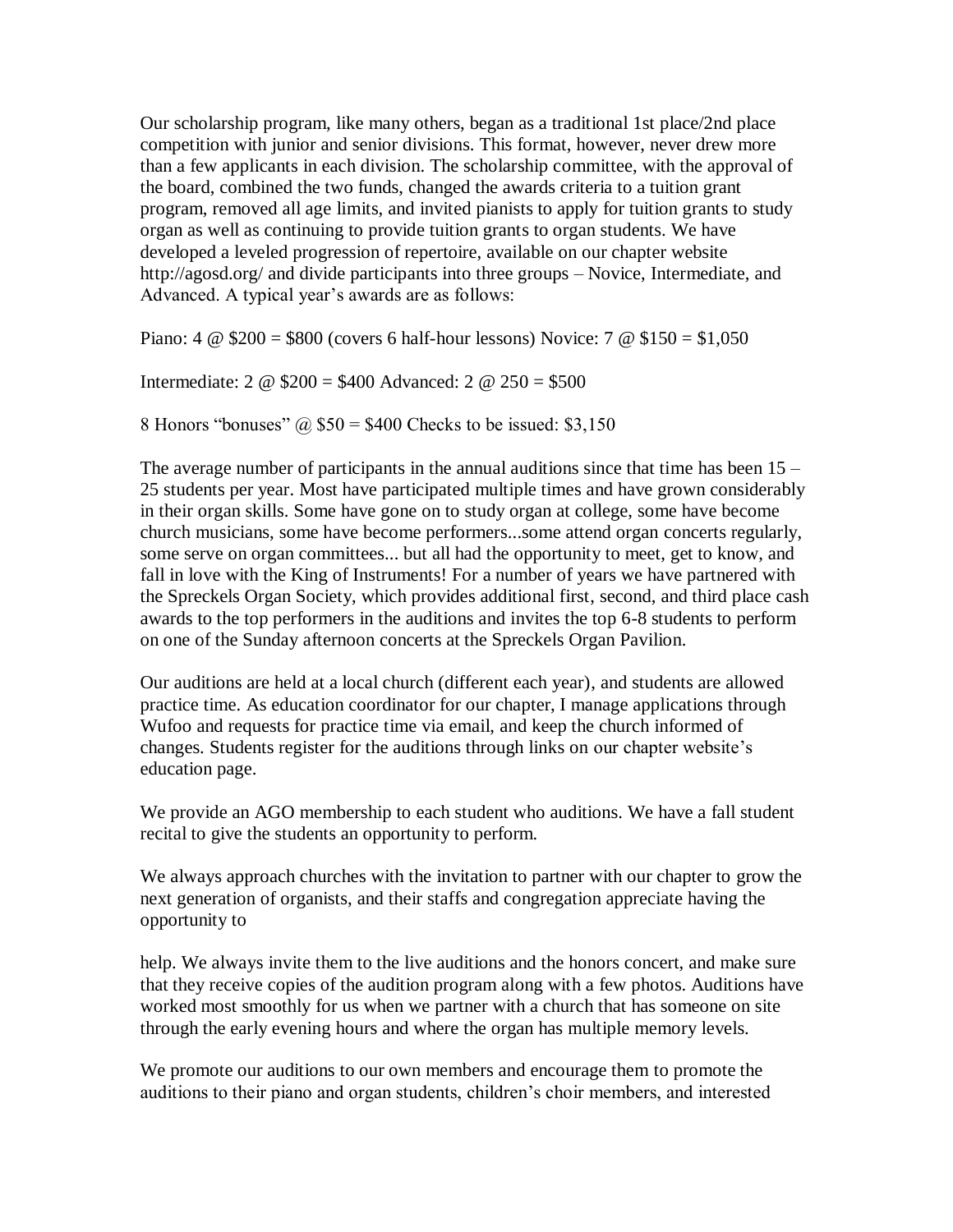Our scholarship program, like many others, began as a traditional 1st place/2nd place competition with junior and senior divisions. This format, however, never drew more than a few applicants in each division. The scholarship committee, with the approval of the board, combined the two funds, changed the awards criteria to a tuition grant program, removed all age limits, and invited pianists to apply for tuition grants to study organ as well as continuing to provide tuition grants to organ students. We have developed a leveled progression of repertoire, available on our chapter website http://agosd.org/ and divide participants into three groups – Novice, Intermediate, and Advanced. A typical year's awards are as follows:

Piano: 4 @ $200 = $800 (covers 6 half-hour lessons) Novice: 7 @ $150 = $1,050

Intermediate: 2 @ $200 = $400 Advanced: 2 @ 250 = $500

8 Honors "bonuses" @ $50 = $400 Checks to be issued: $3,150

The average number of participants in the annual auditions since that time has been 15 – 25 students per year. Most have participated multiple times and have grown considerably in their organ skills. Some have gone on to study organ at college, some have become church musicians, some have become performers...some attend organ concerts regularly, some serve on organ committees... but all had the opportunity to meet, get to know, and fall in love with the King of Instruments! For a number of years we have partnered with the Spreckels Organ Society, which provides additional first, second, and third place cash awards to the top performers in the auditions and invites the top 6-8 students to perform on one of the Sunday afternoon concerts at the Spreckels Organ Pavilion.

Our auditions are held at a local church (different each year), and students are allowed practice time. As education coordinator for our chapter, I manage applications through Wufoo and requests for practice time via email, and keep the church informed of changes. Students register for the auditions through links on our chapter website's education page.

We provide an AGO membership to each student who auditions. We have a fall student recital to give the students an opportunity to perform.

We always approach churches with the invitation to partner with our chapter to grow the next generation of organists, and their staffs and congregation appreciate having the opportunity to

help. We always invite them to the live auditions and the honors concert, and make sure that they receive copies of the audition program along with a few photos. Auditions have worked most smoothly for us when we partner with a church that has someone on site through the early evening hours and where the organ has multiple memory levels.

We promote our auditions to our own members and encourage them to promote the auditions to their piano and organ students, children's choir members, and interested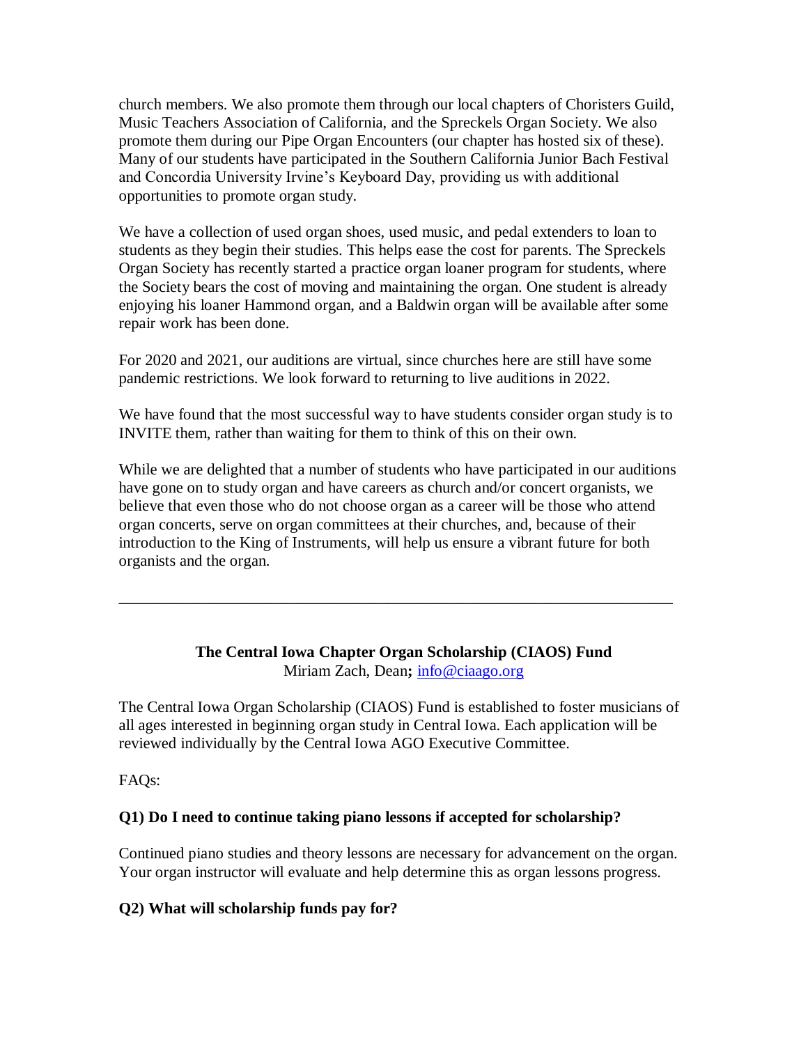church members. We also promote them through our local chapters of Choristers Guild, Music Teachers Association of California, and the Spreckels Organ Society. We also promote them during our Pipe Organ Encounters (our chapter has hosted six of these). Many of our students have participated in the Southern California Junior Bach Festival and Concordia University Irvine's Keyboard Day, providing us with additional opportunities to promote organ study.

We have a collection of used organ shoes, used music, and pedal extenders to loan to students as they begin their studies. This helps ease the cost for parents. The Spreckels Organ Society has recently started a practice organ loaner program for students, where the Society bears the cost of moving and maintaining the organ. One student is already enjoying his loaner Hammond organ, and a Baldwin organ will be available after some repair work has been done.

For 2020 and 2021, our auditions are virtual, since churches here are still have some pandemic restrictions. We look forward to returning to live auditions in 2022.

We have found that the most successful way to have students consider organ study is to INVITE them, rather than waiting for them to think of this on their own.

While we are delighted that a number of students who have participated in our auditions have gone on to study organ and have careers as church and/or concert organists, we believe that even those who do not choose organ as a career will be those who attend organ concerts, serve on organ committees at their churches, and, because of their introduction to the King of Instruments, will help us ensure a vibrant future for both organists and the organ.

---

## The Central Iowa Chapter Organ Scholarship (CIAOS) Fund

Miriam Zach, Dean**;** info@ciaago.org

The Central Iowa Organ Scholarship (CIAOS) Fund is established to foster musicians of all ages interested in beginning organ study in Central Iowa. Each application will be reviewed individually by the Central Iowa AGO Executive Committee.

FAQs:

**Q1) Do I need to continue taking piano lessons if accepted for scholarship?**

Continued piano studies and theory lessons are necessary for advancement on the organ. Your organ instructor will evaluate and help determine this as organ lessons progress.

**Q2) What will scholarship funds pay for?**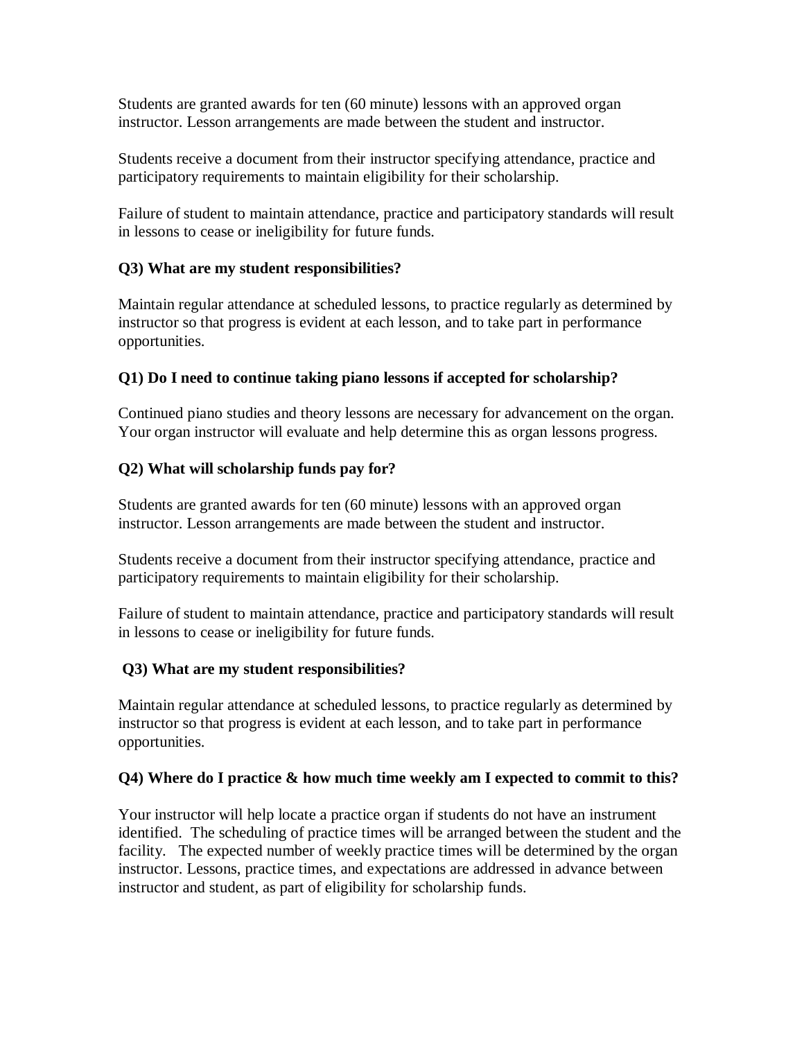Students are granted awards for ten (60 minute) lessons with an approved organ instructor. Lesson arrangements are made between the student and instructor.

Students receive a document from their instructor specifying attendance, practice and participatory requirements to maintain eligibility for their scholarship.

Failure of student to maintain attendance, practice and participatory standards will result in lessons to cease or ineligibility for future funds.

**Q3) What are my student responsibilities?**

Maintain regular attendance at scheduled lessons, to practice regularly as determined by instructor so that progress is evident at each lesson, and to take part in performance opportunities.

**Q1) Do I need to continue taking piano lessons if accepted for scholarship?**

Continued piano studies and theory lessons are necessary for advancement on the organ. Your organ instructor will evaluate and help determine this as organ lessons progress.

**Q2) What will scholarship funds pay for?**

Students are granted awards for ten (60 minute) lessons with an approved organ instructor. Lesson arrangements are made between the student and instructor.

Students receive a document from their instructor specifying attendance, practice and participatory requirements to maintain eligibility for their scholarship.

Failure of student to maintain attendance, practice and participatory standards will result in lessons to cease or ineligibility for future funds.

**Q3) What are my student responsibilities?**

Maintain regular attendance at scheduled lessons, to practice regularly as determined by instructor so that progress is evident at each lesson, and to take part in performance opportunities.

**Q4) Where do I practice & how much time weekly am I expected to commit to this?**

Your instructor will help locate a practice organ if students do not have an instrument identified. The scheduling of practice times will be arranged between the student and the facility. The expected number of weekly practice times will be determined by the organ instructor. Lessons, practice times, and expectations are addressed in advance between instructor and student, as part of eligibility for scholarship funds.